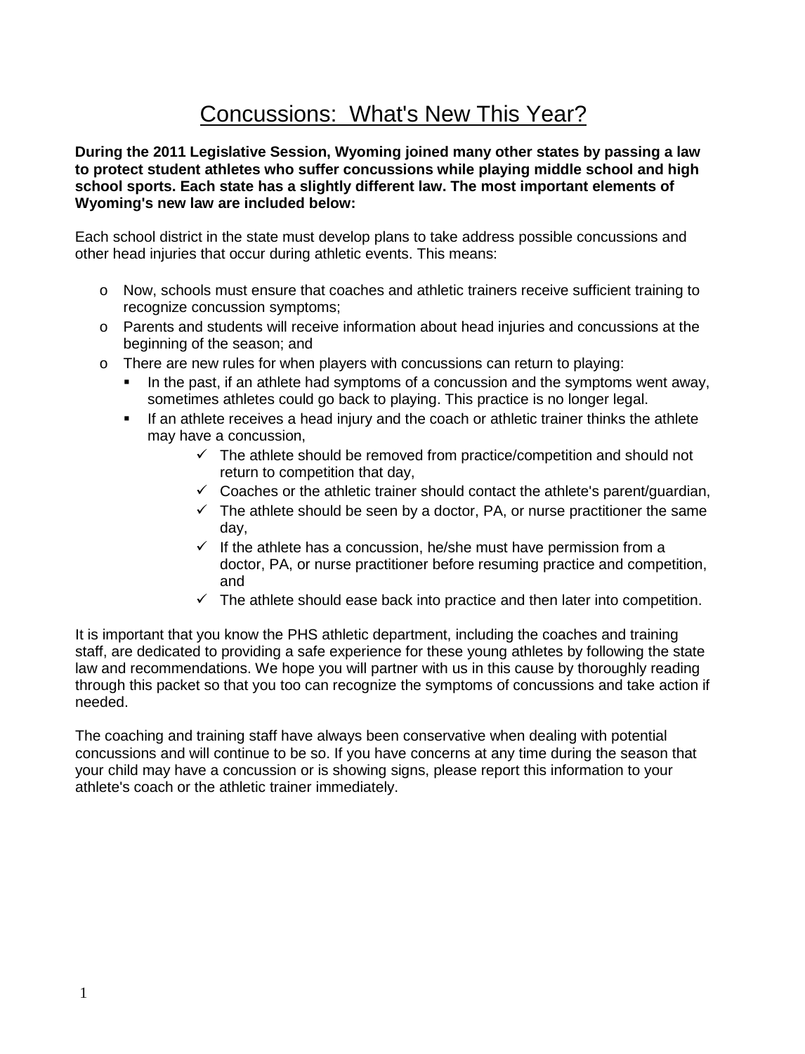# Concussions: What's New This Year?

**During the 2011 Legislative Session, Wyoming joined many other states by passing a law to protect student athletes who suffer concussions while playing middle school and high school sports. Each state has a slightly different law. The most important elements of Wyoming's new law are included below:**

Each school district in the state must develop plans to take address possible concussions and other head injuries that occur during athletic events. This means:

- Now, schools must ensure that coaches and athletic trainers receive sufficient training to recognize concussion symptoms;
- Parents and students will receive information about head injuries and concussions at the beginning of the season; and
- There are new rules for when players with concussions can return to playing:
  - In the past, if an athlete had symptoms of a concussion and the symptoms went away, sometimes athletes could go back to playing. This practice is no longer legal.
  - If an athlete receives a head injury and the coach or athletic trainer thinks the athlete may have a concussion,
    - ✓ The athlete should be removed from practice/competition and should not return to competition that day,
    - ✓ Coaches or the athletic trainer should contact the athlete's parent/guardian,
    - ✓ The athlete should be seen by a doctor, PA, or nurse practitioner the same day,
    - ✓ If the athlete has a concussion, he/she must have permission from a doctor, PA, or nurse practitioner before resuming practice and competition, and
    - ✓ The athlete should ease back into practice and then later into competition.

It is important that you know the PHS athletic department, including the coaches and training staff, are dedicated to providing a safe experience for these young athletes by following the state law and recommendations. We hope you will partner with us in this cause by thoroughly reading through this packet so that you too can recognize the symptoms of concussions and take action if needed.

The coaching and training staff have always been conservative when dealing with potential concussions and will continue to be so. If you have concerns at any time during the season that your child may have a concussion or is showing signs, please report this information to your athlete's coach or the athletic trainer immediately.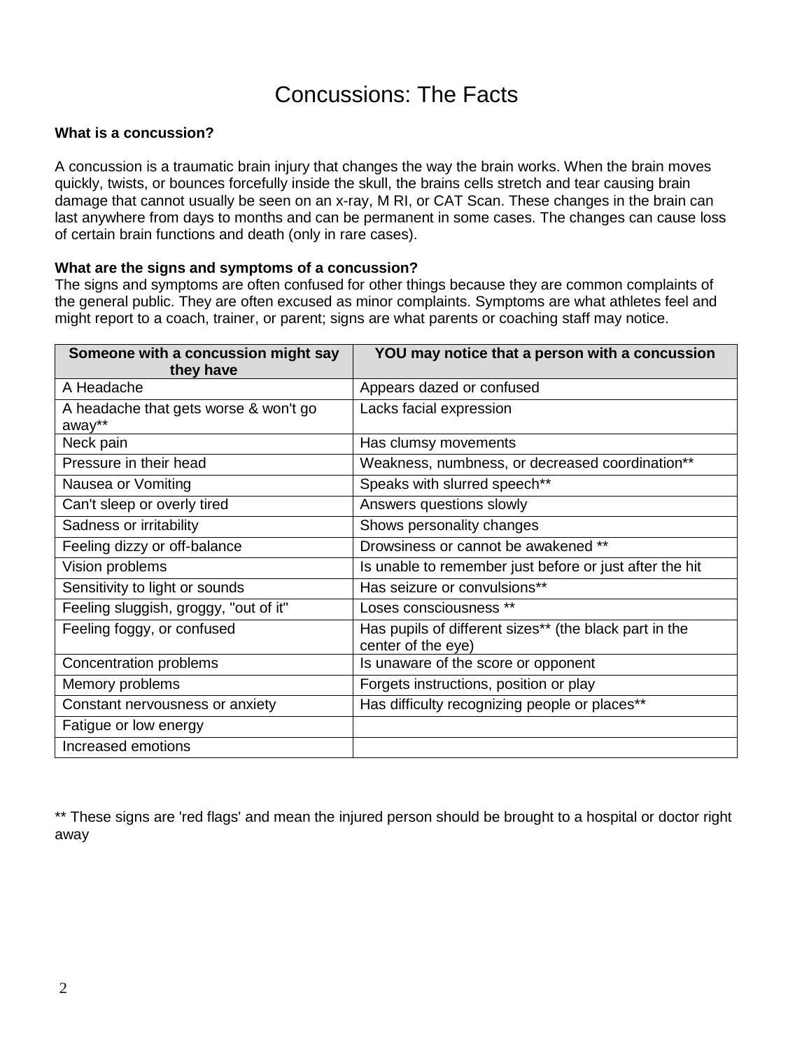# Concussions: The Facts

**What is a concussion?**

A concussion is a traumatic brain injury that changes the way the brain works. When the brain moves quickly, twists, or bounces forcefully inside the skull, the brains cells stretch and tear causing brain damage that cannot usually be seen on an x-ray, M RI, or CAT Scan. These changes in the brain can last anywhere from days to months and can be permanent in some cases. The changes can cause loss of certain brain functions and death (only in rare cases).

**What are the signs and symptoms of a concussion?**

The signs and symptoms are often confused for other things because they are common complaints of the general public. They are often excused as minor complaints. Symptoms are what athletes feel and might report to a coach, trainer, or parent; signs are what parents or coaching staff may notice.

| Someone with a concussion might say they have | YOU may notice that a person with a concussion |
| --- | --- |
| A Headache | Appears dazed or confused |
| A headache that gets worse & won't go away** | Lacks facial expression |
| Neck pain | Has clumsy movements |
| Pressure in their head | Weakness, numbness, or decreased coordination** |
| Nausea or Vomiting | Speaks with slurred speech** |
| Can't sleep or overly tired | Answers questions slowly |
| Sadness or irritability | Shows personality changes |
| Feeling dizzy or off-balance | Drowsiness or cannot be awakened ** |
| Vision problems | Is unable to remember just before or just after the hit |
| Sensitivity to light or sounds | Has seizure or convulsions** |
| Feeling sluggish, groggy, "out of it" | Loses consciousness ** |
| Feeling foggy, or confused | Has pupils of different sizes** (the black part in the center of the eye) |
| Concentration problems | Is unaware of the score or opponent |
| Memory problems | Forgets instructions, position or play |
| Constant nervousness or anxiety | Has difficulty recognizing people or places** |
| Fatigue or low energy | |
| Increased emotions | |

** These signs are 'red flags' and mean the injured person should be brought to a hospital or doctor right away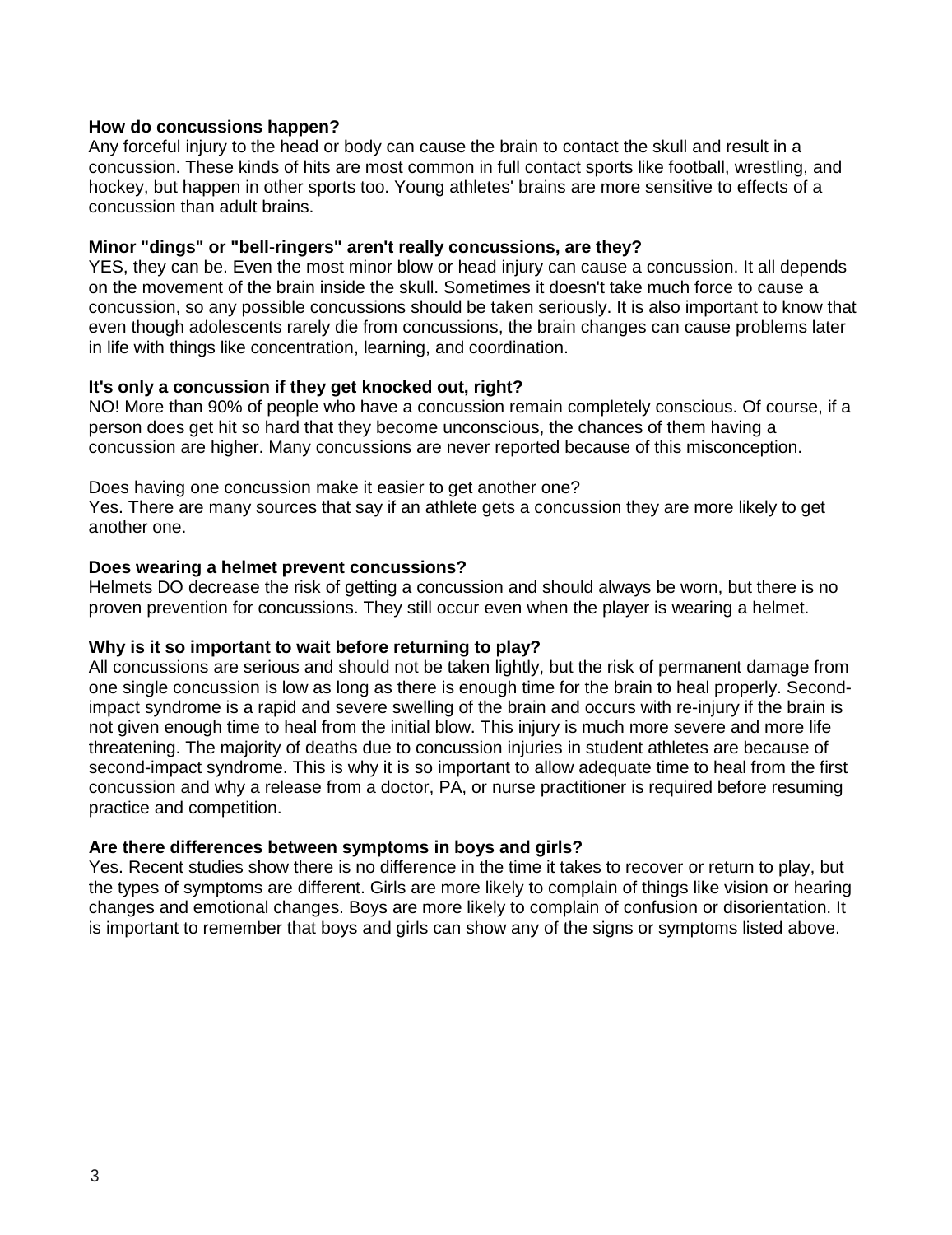**How do concussions happen?**
Any forceful injury to the head or body can cause the brain to contact the skull and result in a concussion. These kinds of hits are most common in full contact sports like football, wrestling, and hockey, but happen in other sports too. Young athletes' brains are more sensitive to effects of a concussion than adult brains.

**Minor "dings" or "bell-ringers" aren't really concussions, are they?**
YES, they can be. Even the most minor blow or head injury can cause a concussion. It all depends on the movement of the brain inside the skull. Sometimes it doesn't take much force to cause a concussion, so any possible concussions should be taken seriously. It is also important to know that even though adolescents rarely die from concussions, the brain changes can cause problems later in life with things like concentration, learning, and coordination.

**It's only a concussion if they get knocked out, right?**
NO! More than 90% of people who have a concussion remain completely conscious. Of course, if a person does get hit so hard that they become unconscious, the chances of them having a concussion are higher. Many concussions are never reported because of this misconception.

Does having one concussion make it easier to get another one?
Yes. There are many sources that say if an athlete gets a concussion they are more likely to get another one.

**Does wearing a helmet prevent concussions?**
Helmets DO decrease the risk of getting a concussion and should always be worn, but there is no proven prevention for concussions. They still occur even when the player is wearing a helmet.

**Why is it so important to wait before returning to play?**
All concussions are serious and should not be taken lightly, but the risk of permanent damage from one single concussion is low as long as there is enough time for the brain to heal properly. Second-impact syndrome is a rapid and severe swelling of the brain and occurs with re-injury if the brain is not given enough time to heal from the initial blow. This injury is much more severe and more life threatening. The majority of deaths due to concussion injuries in student athletes are because of second-impact syndrome. This is why it is so important to allow adequate time to heal from the first concussion and why a release from a doctor, PA, or nurse practitioner is required before resuming practice and competition.

**Are there differences between symptoms in boys and girls?**
Yes. Recent studies show there is no difference in the time it takes to recover or return to play, but the types of symptoms are different. Girls are more likely to complain of things like vision or hearing changes and emotional changes. Boys are more likely to complain of confusion or disorientation. It is important to remember that boys and girls can show any of the signs or symptoms listed above.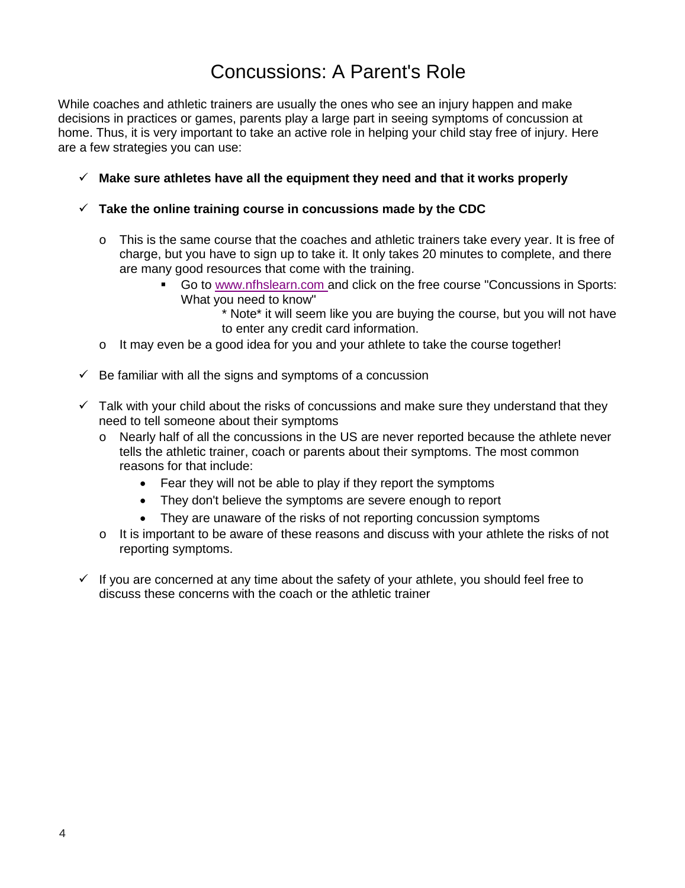# Concussions: A Parent's Role

While coaches and athletic trainers are usually the ones who see an injury happen and make decisions in practices or games, parents play a large part in seeing symptoms of concussion at home. Thus, it is very important to take an active role in helping your child stay free of injury. Here are a few strategies you can use:

- ✓ **Make sure athletes have all the equipment they need and that it works properly**
- ✓ **Take the online training course in concussions made by the CDC**
  - This is the same course that the coaches and athletic trainers take every year. It is free of charge, but you have to sign up to take it. It only takes 20 minutes to complete, and there are many good resources that come with the training.
    - Go to [www.nfhslearn.com](http://www.nfhslearn.com) and click on the free course "Concussions in Sports: What you need to know"
      
      \* Note\* it will seem like you are buying the course, but you will not have to enter any credit card information.
  - It may even be a good idea for you and your athlete to take the course together!
- ✓ Be familiar with all the signs and symptoms of a concussion
- ✓ Talk with your child about the risks of concussions and make sure they understand that they need to tell someone about their symptoms
  - Nearly half of all the concussions in the US are never reported because the athlete never tells the athletic trainer, coach or parents about their symptoms. The most common reasons for that include:
    - Fear they will not be able to play if they report the symptoms
    - They don't believe the symptoms are severe enough to report
    - They are unaware of the risks of not reporting concussion symptoms
  - It is important to be aware of these reasons and discuss with your athlete the risks of not reporting symptoms.
- ✓ If you are concerned at any time about the safety of your athlete, you should feel free to discuss these concerns with the coach or the athletic trainer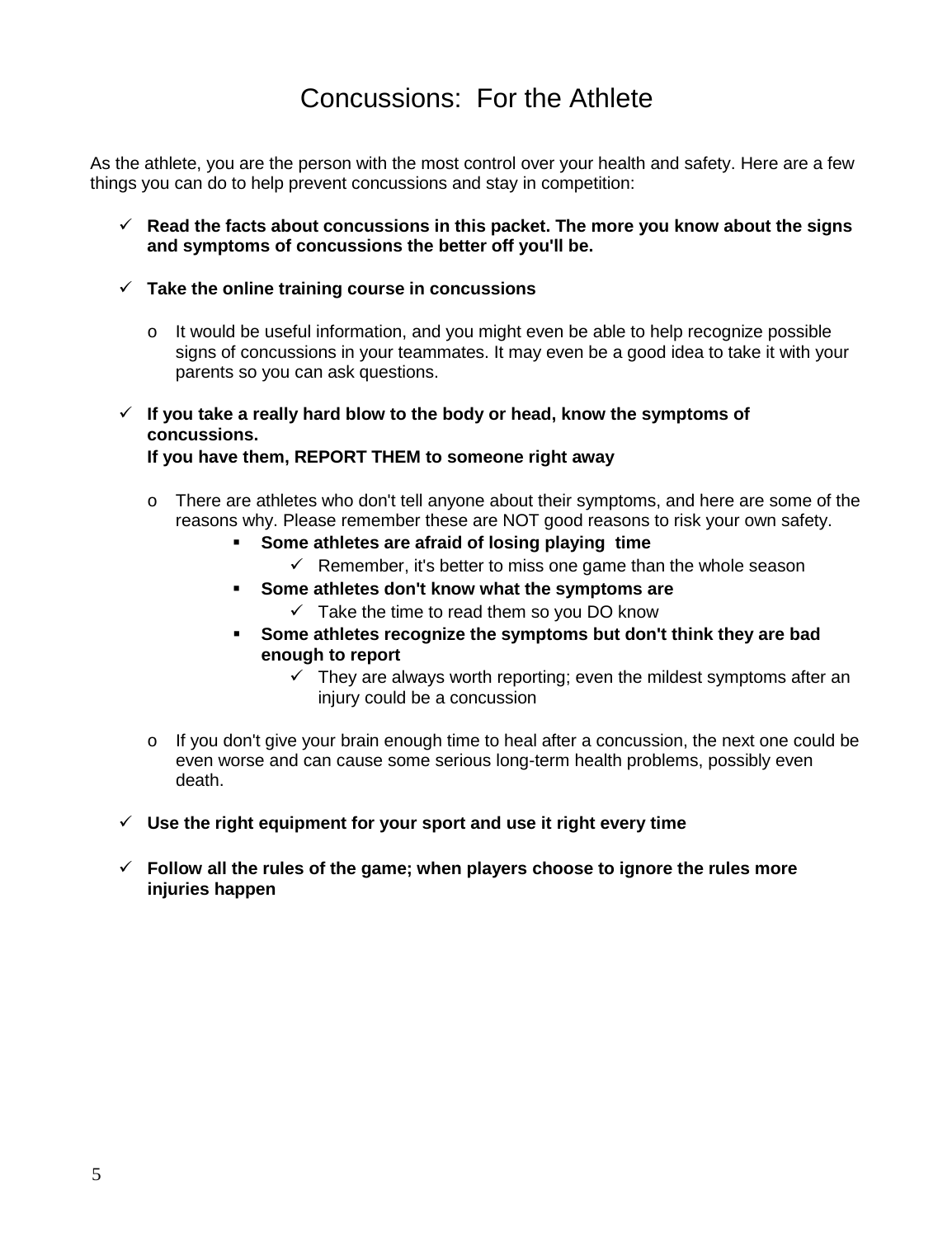# Concussions: For the Athlete

As the athlete, you are the person with the most control over your health and safety. Here are a few things you can do to help prevent concussions and stay in competition:

- ✓ **Read the facts about concussions in this packet. The more you know about the signs and symptoms of concussions the better off you'll be.**

- ✓ **Take the online training course in concussions**
  - It would be useful information, and you might even be able to help recognize possible signs of concussions in your teammates. It may even be a good idea to take it with your parents so you can ask questions.

- ✓ **If you take a really hard blow to the body or head, know the symptoms of concussions.**
  **If you have them, REPORT THEM to someone right away**
  - There are athletes who don't tell anyone about their symptoms, and here are some of the reasons why. Please remember these are NOT good reasons to risk your own safety.
    - **Some athletes are afraid of losing playing time**
      - ✓ Remember, it's better to miss one game than the whole season
    - **Some athletes don't know what the symptoms are**
      - ✓ Take the time to read them so you DO know
    - **Some athletes recognize the symptoms but don't think they are bad enough to report**
      - ✓ They are always worth reporting; even the mildest symptoms after an injury could be a concussion
  - If you don't give your brain enough time to heal after a concussion, the next one could be even worse and can cause some serious long-term health problems, possibly even death.

- ✓ **Use the right equipment for your sport and use it right every time**

- ✓ **Follow all the rules of the game; when players choose to ignore the rules more injuries happen**